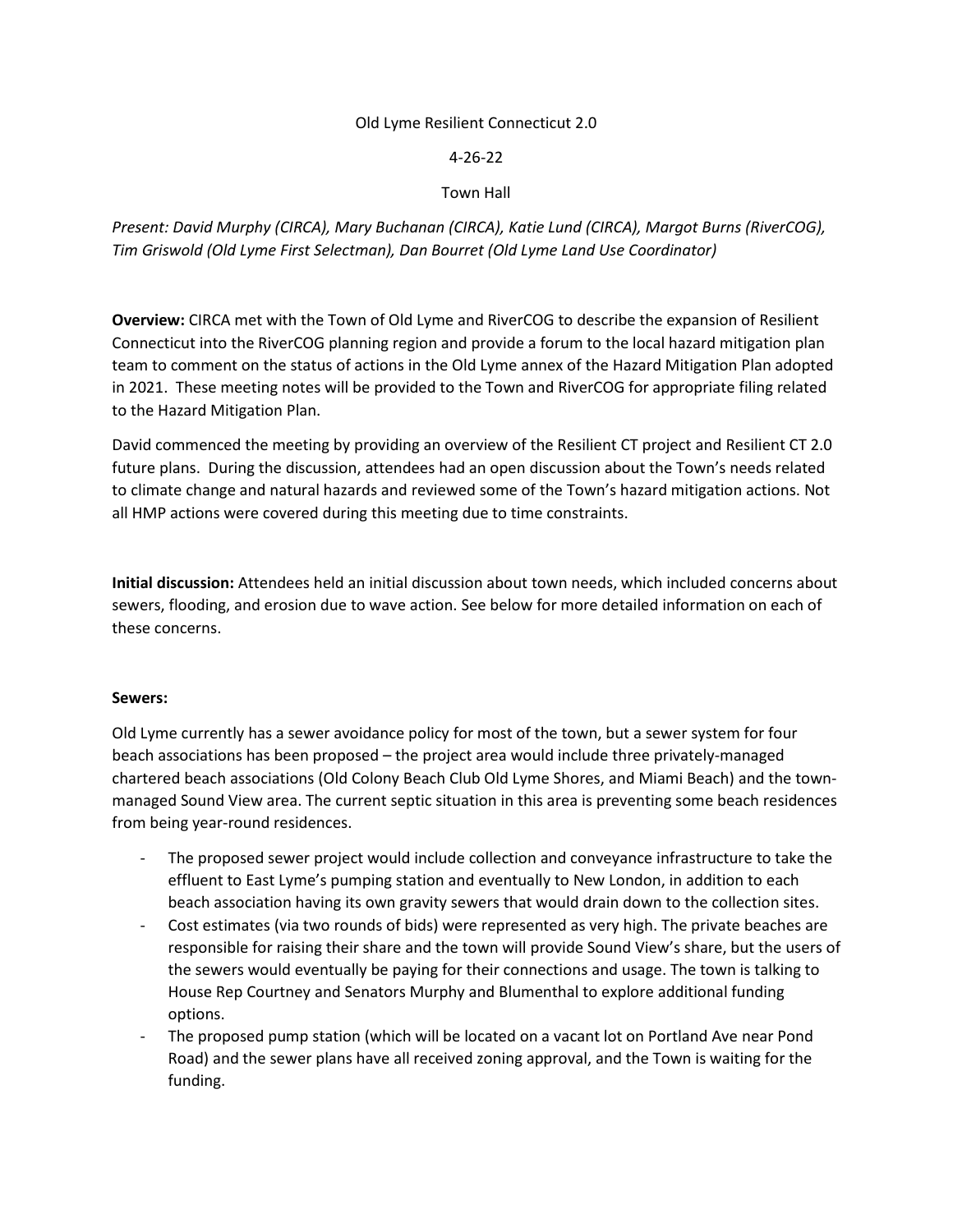Old Lyme Resilient Connecticut 2.0

4-26-22

Town Hall

*Present: David Murphy (CIRCA), Mary Buchanan (CIRCA), Katie Lund (CIRCA), Margot Burns (RiverCOG), Tim Griswold (Old Lyme First Selectman), Dan Bourret (Old Lyme Land Use Coordinator)*

**Overview:** CIRCA met with the Town of Old Lyme and RiverCOG to describe the expansion of Resilient Connecticut into the RiverCOG planning region and provide a forum to the local hazard mitigation plan team to comment on the status of actions in the Old Lyme annex of the Hazard Mitigation Plan adopted in 2021. These meeting notes will be provided to the Town and RiverCOG for appropriate filing related to the Hazard Mitigation Plan.

David commenced the meeting by providing an overview of the Resilient CT project and Resilient CT 2.0 future plans. During the discussion, attendees had an open discussion about the Town's needs related to climate change and natural hazards and reviewed some of the Town's hazard mitigation actions. Not all HMP actions were covered during this meeting due to time constraints.

**Initial discussion:** Attendees held an initial discussion about town needs, which included concerns about sewers, flooding, and erosion due to wave action. See below for more detailed information on each of these concerns.

**Sewers:**

Old Lyme currently has a sewer avoidance policy for most of the town, but a sewer system for four beach associations has been proposed – the project area would include three privately-managed chartered beach associations (Old Colony Beach Club Old Lyme Shores, and Miami Beach) and the town-managed Sound View area. The current septic situation in this area is preventing some beach residences from being year-round residences.

- The proposed sewer project would include collection and conveyance infrastructure to take the effluent to East Lyme's pumping station and eventually to New London, in addition to each beach association having its own gravity sewers that would drain down to the collection sites.
- Cost estimates (via two rounds of bids) were represented as very high. The private beaches are responsible for raising their share and the town will provide Sound View's share, but the users of the sewers would eventually be paying for their connections and usage. The town is talking to House Rep Courtney and Senators Murphy and Blumenthal to explore additional funding options.
- The proposed pump station (which will be located on a vacant lot on Portland Ave near Pond Road) and the sewer plans have all received zoning approval, and the Town is waiting for the funding.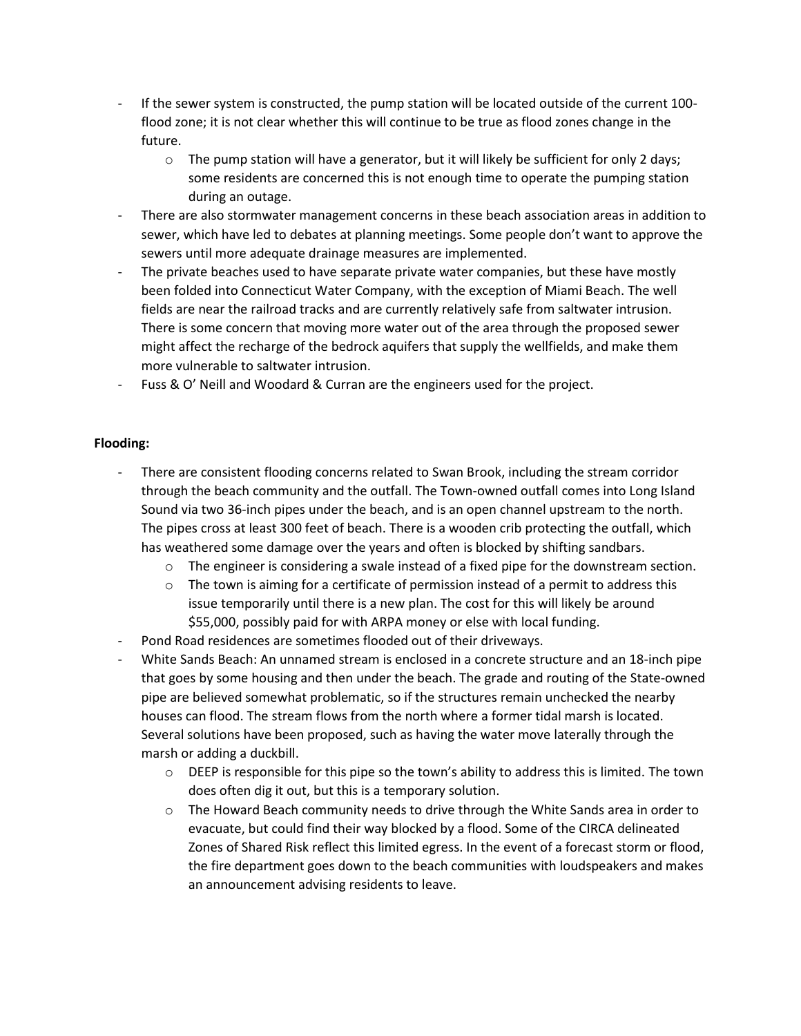- If the sewer system is constructed, the pump station will be located outside of the current 100-flood zone; it is not clear whether this will continue to be true as flood zones change in the future.
    - The pump station will have a generator, but it will likely be sufficient for only 2 days; some residents are concerned this is not enough time to operate the pumping station during an outage.
- There are also stormwater management concerns in these beach association areas in addition to sewer, which have led to debates at planning meetings. Some people don't want to approve the sewers until more adequate drainage measures are implemented.
- The private beaches used to have separate private water companies, but these have mostly been folded into Connecticut Water Company, with the exception of Miami Beach. The well fields are near the railroad tracks and are currently relatively safe from saltwater intrusion. There is some concern that moving more water out of the area through the proposed sewer might affect the recharge of the bedrock aquifers that supply the wellfields, and make them more vulnerable to saltwater intrusion.
- Fuss & O' Neill and Woodard & Curran are the engineers used for the project.

**Flooding:**

- There are consistent flooding concerns related to Swan Brook, including the stream corridor through the beach community and the outfall. The Town-owned outfall comes into Long Island Sound via two 36-inch pipes under the beach, and is an open channel upstream to the north. The pipes cross at least 300 feet of beach. There is a wooden crib protecting the outfall, which has weathered some damage over the years and often is blocked by shifting sandbars.
    - The engineer is considering a swale instead of a fixed pipe for the downstream section.
    - The town is aiming for a certificate of permission instead of a permit to address this issue temporarily until there is a new plan. The cost for this will likely be around $55,000, possibly paid for with ARPA money or else with local funding.
- Pond Road residences are sometimes flooded out of their driveways.
- White Sands Beach: An unnamed stream is enclosed in a concrete structure and an 18-inch pipe that goes by some housing and then under the beach. The grade and routing of the State-owned pipe are believed somewhat problematic, so if the structures remain unchecked the nearby houses can flood. The stream flows from the north where a former tidal marsh is located. Several solutions have been proposed, such as having the water move laterally through the marsh or adding a duckbill.
    - DEEP is responsible for this pipe so the town's ability to address this is limited. The town does often dig it out, but this is a temporary solution.
    - The Howard Beach community needs to drive through the White Sands area in order to evacuate, but could find their way blocked by a flood. Some of the CIRCA delineated Zones of Shared Risk reflect this limited egress. In the event of a forecast storm or flood, the fire department goes down to the beach communities with loudspeakers and makes an announcement advising residents to leave.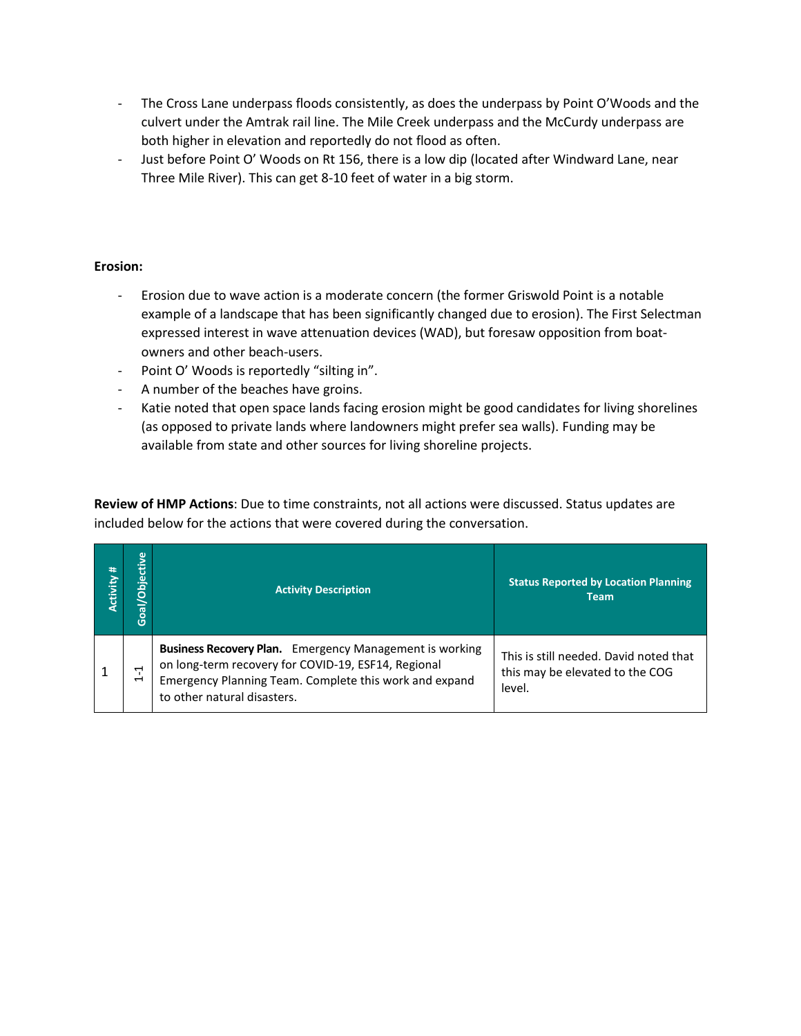- The Cross Lane underpass floods consistently, as does the underpass by Point O'Woods and the culvert under the Amtrak rail line. The Mile Creek underpass and the McCurdy underpass are both higher in elevation and reportedly do not flood as often.
- Just before Point O' Woods on Rt 156, there is a low dip (located after Windward Lane, near Three Mile River). This can get 8-10 feet of water in a big storm.

**Erosion:**

- Erosion due to wave action is a moderate concern (the former Griswold Point is a notable example of a landscape that has been significantly changed due to erosion). The First Selectman expressed interest in wave attenuation devices (WAD), but foresaw opposition from boat-owners and other beach-users.
- Point O' Woods is reportedly "silting in".
- A number of the beaches have groins.
- Katie noted that open space lands facing erosion might be good candidates for living shorelines (as opposed to private lands where landowners might prefer sea walls). Funding may be available from state and other sources for living shoreline projects.

**Review of HMP Actions**: Due to time constraints, not all actions were discussed. Status updates are included below for the actions that were covered during the conversation.

| Activity # | Goal/Objective | Activity Description | Status Reported by Location Planning Team |
| --- | --- | --- | --- |
| 1 | 1-1 | **Business Recovery Plan.** Emergency Management is working on long-term recovery for COVID-19, ESF14, Regional Emergency Planning Team. Complete this work and expand to other natural disasters. | This is still needed. David noted that this may be elevated to the COG level. |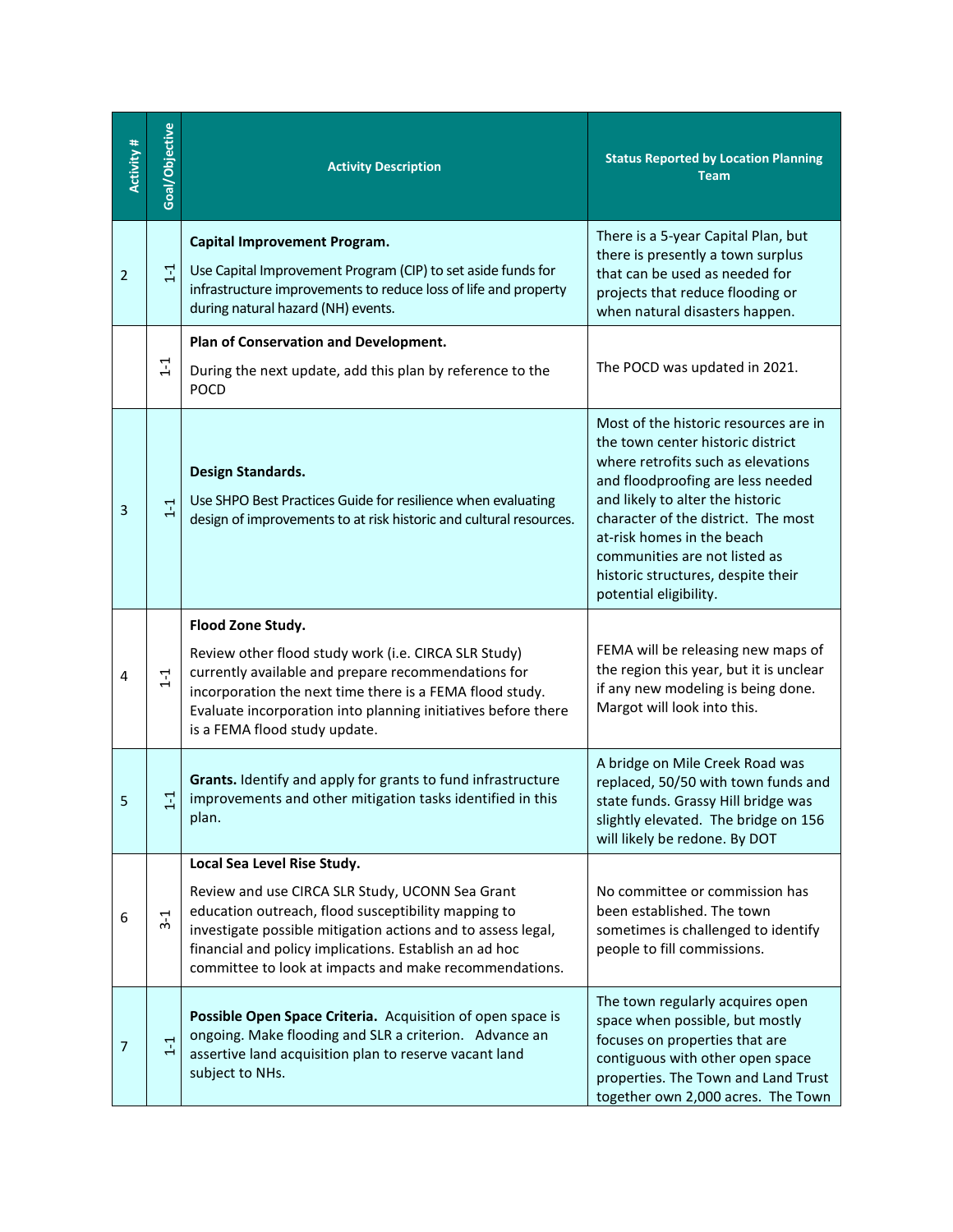| Activity # | Goal/Objective | Activity Description | Status Reported by Location Planning Team |
|---|---|---|---|
| 2 | 1-1 | **Capital Improvement Program.** Use Capital Improvement Program (CIP) to set aside funds for infrastructure improvements to reduce loss of life and property during natural hazard (NH) events. | There is a 5-year Capital Plan, but there is presently a town surplus that can be used as needed for projects that reduce flooding or when natural disasters happen. |
| | 1-1 | **Plan of Conservation and Development.** During the next update, add this plan by reference to the POCD | The POCD was updated in 2021. |
| 3 | 1-1 | **Design Standards.** Use SHPO Best Practices Guide for resilience when evaluating design of improvements to at risk historic and cultural resources. | Most of the historic resources are in the town center historic district where retrofits such as elevations and floodproofing are less needed and likely to alter the historic character of the district. The most at-risk homes in the beach communities are not listed as historic structures, despite their potential eligibility. |
| 4 | 1-1 | **Flood Zone Study.** Review other flood study work (i.e. CIRCA SLR Study) currently available and prepare recommendations for incorporation the next time there is a FEMA flood study. Evaluate incorporation into planning initiatives before there is a FEMA flood study update. | FEMA will be releasing new maps of the region this year, but it is unclear if any new modeling is being done. Margot will look into this. |
| 5 | 1-1 | **Grants.** Identify and apply for grants to fund infrastructure improvements and other mitigation tasks identified in this plan. | A bridge on Mile Creek Road was replaced, 50/50 with town funds and state funds. Grassy Hill bridge was slightly elevated. The bridge on 156 will likely be redone. By DOT |
| 6 | 3-1 | **Local Sea Level Rise Study.** Review and use CIRCA SLR Study, UCONN Sea Grant education outreach, flood susceptibility mapping to investigate possible mitigation actions and to assess legal, financial and policy implications. Establish an ad hoc committee to look at impacts and make recommendations. | No committee or commission has been established. The town sometimes is challenged to identify people to fill commissions. |
| 7 | 1-1 | **Possible Open Space Criteria.** Acquisition of open space is ongoing. Make flooding and SLR a criterion. Advance an assertive land acquisition plan to reserve vacant land subject to NHs. | The town regularly acquires open space when possible, but mostly focuses on properties that are contiguous with other open space properties. The Town and Land Trust together own 2,000 acres. The Town |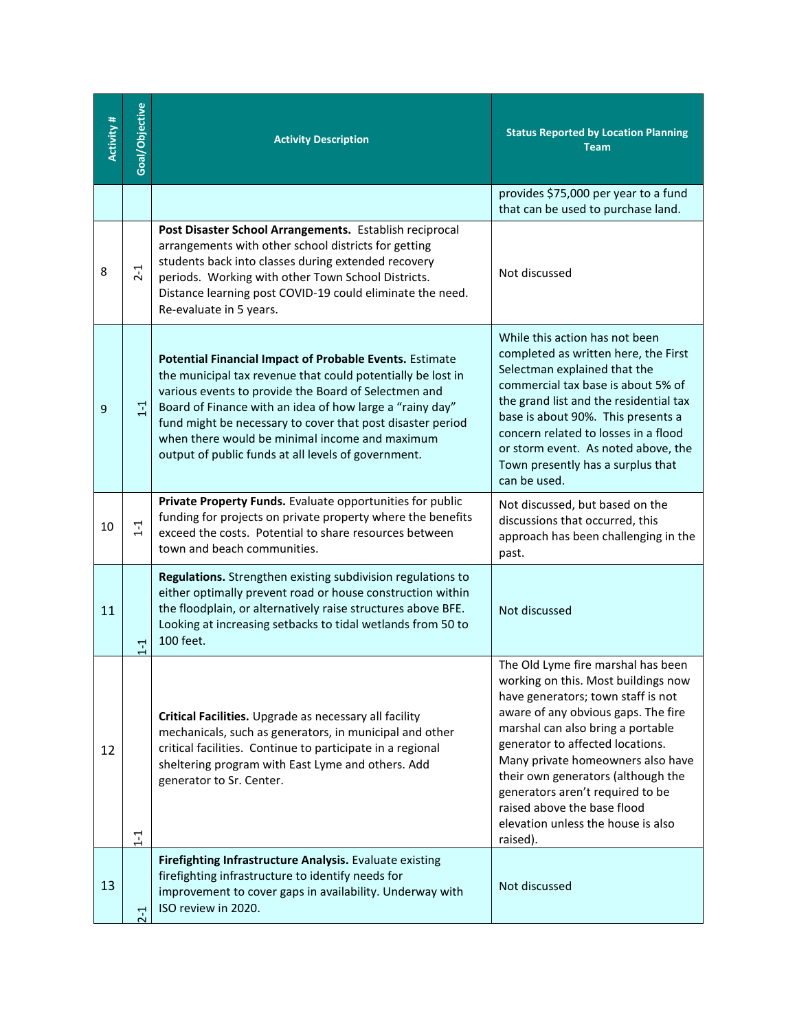| Activity # | Goal/Objective | Activity Description | Status Reported by Location Planning Team |
|---|---|---|---|
| | | | provides $75,000 per year to a fund that can be used to purchase land. |
| 8 | 2-1 | **Post Disaster School Arrangements.** Establish reciprocal arrangements with other school districts for getting students back into classes during extended recovery periods. Working with other Town School Districts. Distance learning post COVID-19 could eliminate the need. Re-evaluate in 5 years. | Not discussed |
| 9 | 1-1 | **Potential Financial Impact of Probable Events.** Estimate the municipal tax revenue that could potentially be lost in various events to provide the Board of Selectmen and Board of Finance with an idea of how large a "rainy day" fund might be necessary to cover that post disaster period when there would be minimal income and maximum output of public funds at all levels of government. | While this action has not been completed as written here, the First Selectman explained that the commercial tax base is about 5% of the grand list and the residential tax base is about 90%. This presents a concern related to losses in a flood or storm event. As noted above, the Town presently has a surplus that can be used. |
| 10 | 1-1 | **Private Property Funds.** Evaluate opportunities for public funding for projects on private property where the benefits exceed the costs. Potential to share resources between town and beach communities. | Not discussed, but based on the discussions that occurred, this approach has been challenging in the past. |
| 11 | 1-1 | **Regulations.** Strengthen existing subdivision regulations to either optimally prevent road or house construction within the floodplain, or alternatively raise structures above BFE. Looking at increasing setbacks to tidal wetlands from 50 to 100 feet. | Not discussed |
| 12 | 1-1 | **Critical Facilities.** Upgrade as necessary all facility mechanicals, such as generators, in municipal and other critical facilities. Continue to participate in a regional sheltering program with East Lyme and others. Add generator to Sr. Center. | The Old Lyme fire marshal has been working on this. Most buildings now have generators; town staff is not aware of any obvious gaps. The fire marshal can also bring a portable generator to affected locations. Many private homeowners also have their own generators (although the generators aren't required to be raised above the base flood elevation unless the house is also raised). |
| 13 | 2-1 | **Firefighting Infrastructure Analysis.** Evaluate existing firefighting infrastructure to identify needs for improvement to cover gaps in availability. Underway with ISO review in 2020. | Not discussed |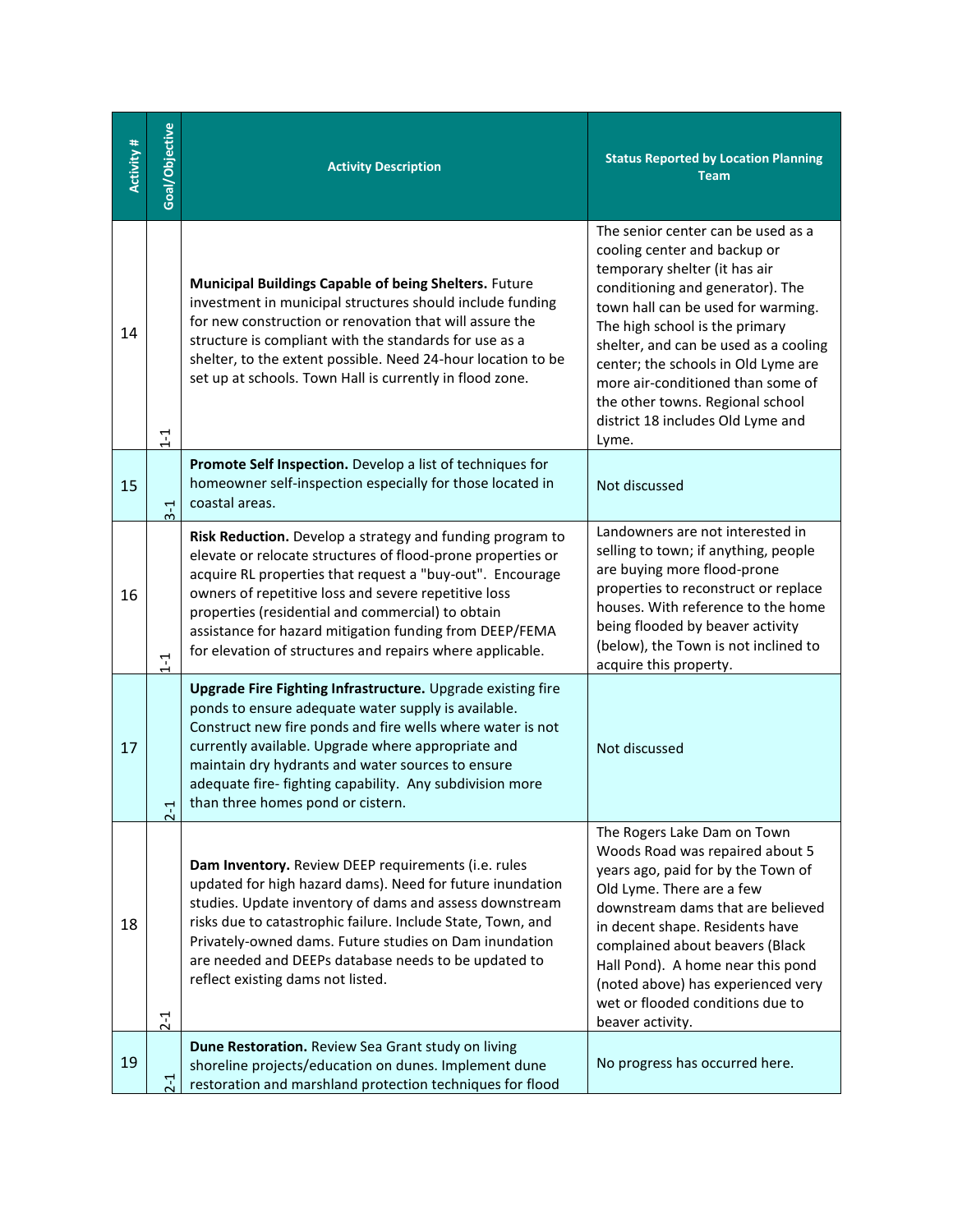| Activity # | Goal/Objective | Activity Description | Status Reported by Location Planning Team |
|---|---|---|---|
| 14 | 1-1 | **Municipal Buildings Capable of being Shelters.** Future investment in municipal structures should include funding for new construction or renovation that will assure the structure is compliant with the standards for use as a shelter, to the extent possible. Need 24-hour location to be set up at schools. Town Hall is currently in flood zone. | The senior center can be used as a cooling center and backup or temporary shelter (it has air conditioning and generator). The town hall can be used for warming. The high school is the primary shelter, and can be used as a cooling center; the schools in Old Lyme are more air-conditioned than some of the other towns. Regional school district 18 includes Old Lyme and Lyme. |
| 15 | 3-1 | **Promote Self Inspection.** Develop a list of techniques for homeowner self-inspection especially for those located in coastal areas. | Not discussed |
| 16 | 1-1 | **Risk Reduction.** Develop a strategy and funding program to elevate or relocate structures of flood-prone properties or acquire RL properties that request a "buy-out". Encourage owners of repetitive loss and severe repetitive loss properties (residential and commercial) to obtain assistance for hazard mitigation funding from DEEP/FEMA for elevation of structures and repairs where applicable. | Landowners are not interested in selling to town; if anything, people are buying more flood-prone properties to reconstruct or replace houses. With reference to the home being flooded by beaver activity (below), the Town is not inclined to acquire this property. |
| 17 | 2-1 | **Upgrade Fire Fighting Infrastructure.** Upgrade existing fire ponds to ensure adequate water supply is available. Construct new fire ponds and fire wells where water is not currently available. Upgrade where appropriate and maintain dry hydrants and water sources to ensure adequate fire- fighting capability. Any subdivision more than three homes pond or cistern. | Not discussed |
| 18 | 2-1 | **Dam Inventory.** Review DEEP requirements (i.e. rules updated for high hazard dams). Need for future inundation studies. Update inventory of dams and assess downstream risks due to catastrophic failure. Include State, Town, and Privately-owned dams. Future studies on Dam inundation are needed and DEEPs database needs to be updated to reflect existing dams not listed. | The Rogers Lake Dam on Town Woods Road was repaired about 5 years ago, paid for by the Town of Old Lyme. There are a few downstream dams that are believed in decent shape. Residents have complained about beavers (Black Hall Pond). A home near this pond (noted above) has experienced very wet or flooded conditions due to beaver activity. |
| 19 | 2-1 | **Dune Restoration.** Review Sea Grant study on living shoreline projects/education on dunes. Implement dune restoration and marshland protection techniques for flood | No progress has occurred here. |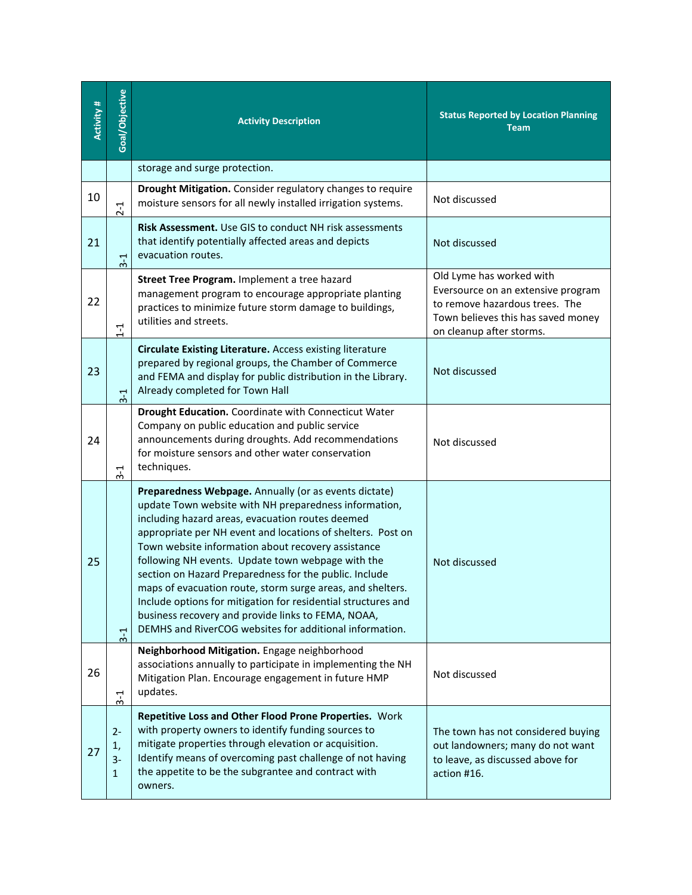| Activity # | Goal/Objective | Activity Description | Status Reported by Location Planning Team |
|---|---|---|---|
| | | storage and surge protection. | |
| 10 | 2-1 | **Drought Mitigation.** Consider regulatory changes to require moisture sensors for all newly installed irrigation systems. | Not discussed |
| 21 | 3-1 | **Risk Assessment.** Use GIS to conduct NH risk assessments that identify potentially affected areas and depicts evacuation routes. | Not discussed |
| 22 | 1-1 | **Street Tree Program.** Implement a tree hazard management program to encourage appropriate planting practices to minimize future storm damage to buildings, utilities and streets. | Old Lyme has worked with Eversource on an extensive program to remove hazardous trees. The Town believes this has saved money on cleanup after storms. |
| 23 | 3-1 | **Circulate Existing Literature.** Access existing literature prepared by regional groups, the Chamber of Commerce and FEMA and display for public distribution in the Library. Already completed for Town Hall | Not discussed |
| 24 | 3-1 | **Drought Education.** Coordinate with Connecticut Water Company on public education and public service announcements during droughts. Add recommendations for moisture sensors and other water conservation techniques. | Not discussed |
| 25 | 3-1 | **Preparedness Webpage.** Annually (or as events dictate) update Town website with NH preparedness information, including hazard areas, evacuation routes deemed appropriate per NH event and locations of shelters. Post on Town website information about recovery assistance following NH events. Update town webpage with the section on Hazard Preparedness for the public. Include maps of evacuation route, storm surge areas, and shelters. Include options for mitigation for residential structures and business recovery and provide links to FEMA, NOAA, DEMHS and RiverCOG websites for additional information. | Not discussed |
| 26 | 3-1 | **Neighborhood Mitigation.** Engage neighborhood associations annually to participate in implementing the NH Mitigation Plan. Encourage engagement in future HMP updates. | Not discussed |
| 27 | 2-1, 3-1 | **Repetitive Loss and Other Flood Prone Properties.** Work with property owners to identify funding sources to mitigate properties through elevation or acquisition. Identify means of overcoming past challenge of not having the appetite to be the subgrantee and contract with owners. | The town has not considered buying out landowners; many do not want to leave, as discussed above for action #16. |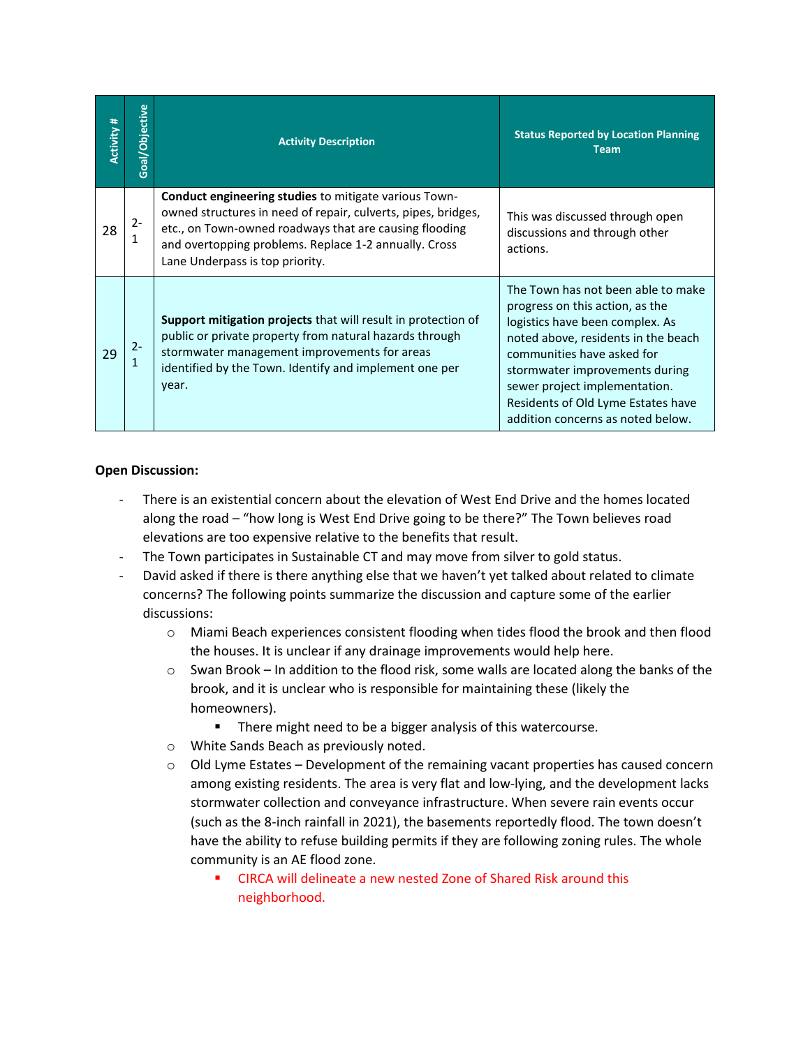| Activity # | Goal/Objective | Activity Description | Status Reported by Location Planning Team |
|---|---|---|---|
| 28 | 2-1 | **Conduct engineering studies** to mitigate various Town-owned structures in need of repair, culverts, pipes, bridges, etc., on Town-owned roadways that are causing flooding and overtopping problems. Replace 1-2 annually. Cross Lane Underpass is top priority. | This was discussed through open discussions and through other actions. |
| 29 | 2-1 | **Support mitigation projects** that will result in protection of public or private property from natural hazards through stormwater management improvements for areas identified by the Town. Identify and implement one per year. | The Town has not been able to make progress on this action, as the logistics have been complex. As noted above, residents in the beach communities have asked for stormwater improvements during sewer project implementation. Residents of Old Lyme Estates have addition concerns as noted below. |

**Open Discussion:**

- There is an existential concern about the elevation of West End Drive and the homes located along the road – "how long is West End Drive going to be there?" The Town believes road elevations are too expensive relative to the benefits that result.
- The Town participates in Sustainable CT and may move from silver to gold status.
- David asked if there is there anything else that we haven't yet talked about related to climate concerns? The following points summarize the discussion and capture some of the earlier discussions:
    - Miami Beach experiences consistent flooding when tides flood the brook and then flood the houses. It is unclear if any drainage improvements would help here.
    - Swan Brook – In addition to the flood risk, some walls are located along the banks of the brook, and it is unclear who is responsible for maintaining these (likely the homeowners).
        - There might need to be a bigger analysis of this watercourse.
    - White Sands Beach as previously noted.
    - Old Lyme Estates – Development of the remaining vacant properties has caused concern among existing residents. The area is very flat and low-lying, and the development lacks stormwater collection and conveyance infrastructure. When severe rain events occur (such as the 8-inch rainfall in 2021), the basements reportedly flood. The town doesn't have the ability to refuse building permits if they are following zoning rules. The whole community is an AE flood zone.
        - CIRCA will delineate a new nested Zone of Shared Risk around this neighborhood.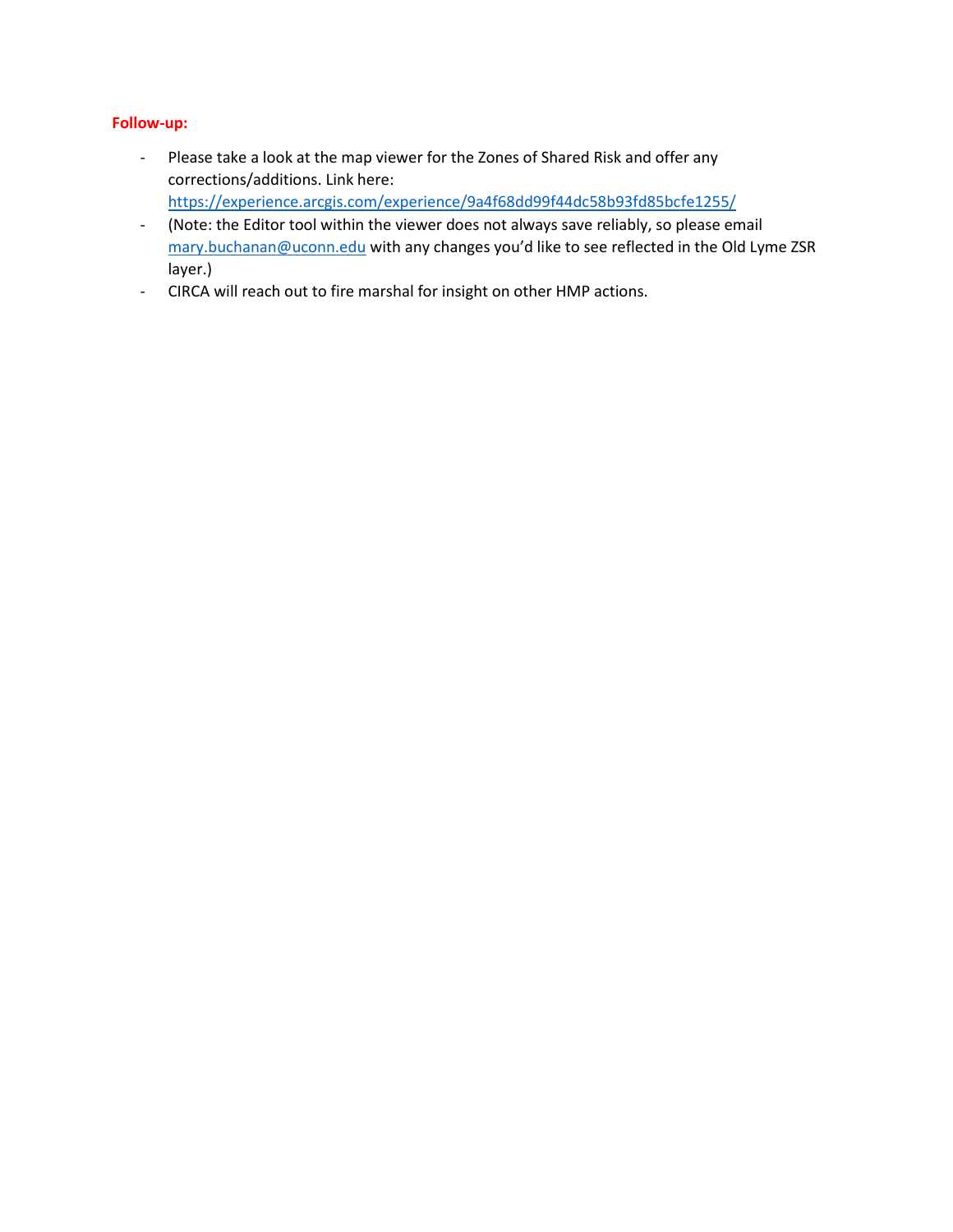**Follow-up:**

- Please take a look at the map viewer for the Zones of Shared Risk and offer any corrections/additions. Link here: https://experience.arcgis.com/experience/9a4f68dd99f44dc58b93fd85bcfe1255/
- (Note: the Editor tool within the viewer does not always save reliably, so please email mary.buchanan@uconn.edu with any changes you'd like to see reflected in the Old Lyme ZSR layer.)
- CIRCA will reach out to fire marshal for insight on other HMP actions.